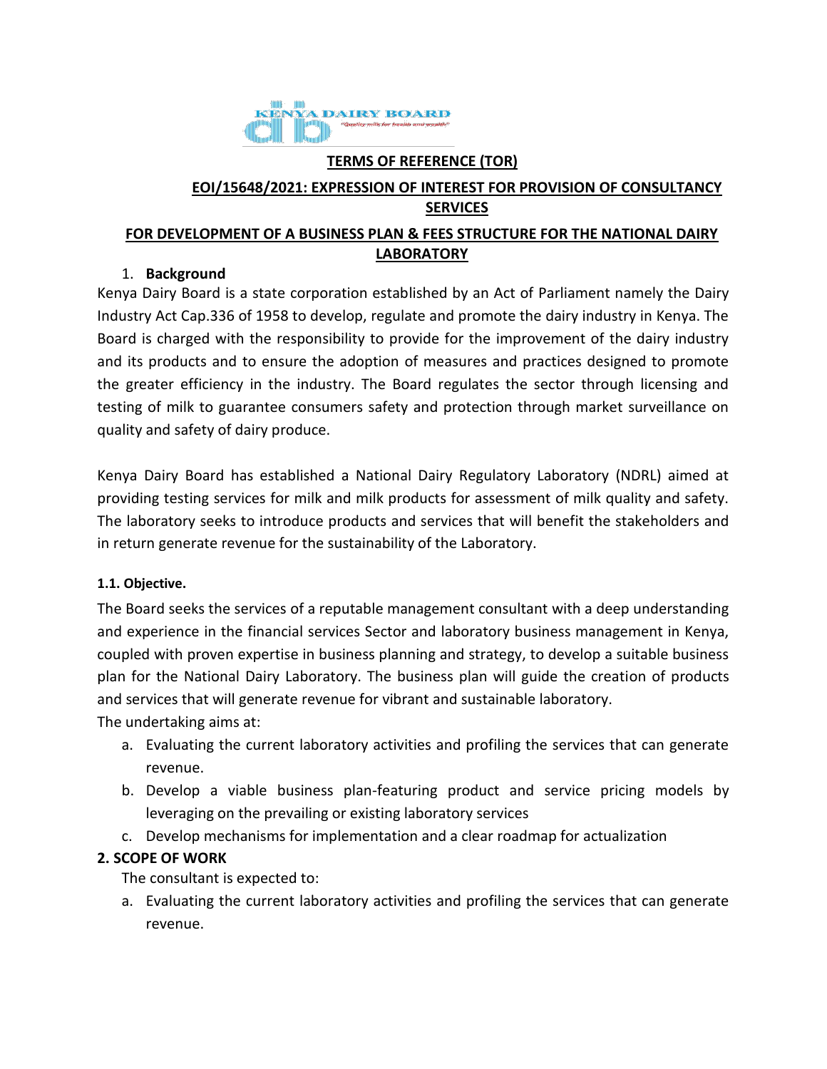KENYA DAIRY BOARD

"Quality milk for health and wealth"

**TERMS OF REFERENCE (TOR)**

**EOI/15648/2021: EXPRESSION OF INTEREST FOR PROVISION OF CONSULTANCY SERVICES**

**FOR DEVELOPMENT OF A BUSINESS PLAN & FEES STRUCTURE FOR THE NATIONAL DAIRY LABORATORY**

1. **Background**

Kenya Dairy Board is a state corporation established by an Act of Parliament namely the Dairy Industry Act Cap.336 of 1958 to develop, regulate and promote the dairy industry in Kenya. The Board is charged with the responsibility to provide for the improvement of the dairy industry and its products and to ensure the adoption of measures and practices designed to promote the greater efficiency in the industry. The Board regulates the sector through licensing and testing of milk to guarantee consumers safety and protection through market surveillance on quality and safety of dairy produce.

Kenya Dairy Board has established a National Dairy Regulatory Laboratory (NDRL) aimed at providing testing services for milk and milk products for assessment of milk quality and safety. The laboratory seeks to introduce products and services that will benefit the stakeholders and in return generate revenue for the sustainability of the Laboratory.

**1.1. Objective.**

The Board seeks the services of a reputable management consultant with a deep understanding and experience in the financial services Sector and laboratory business management in Kenya, coupled with proven expertise in business planning and strategy, to develop a suitable business plan for the National Dairy Laboratory. The business plan will guide the creation of products and services that will generate revenue for vibrant and sustainable laboratory.

The undertaking aims at:

a. Evaluating the current laboratory activities and profiling the services that can generate revenue.
b. Develop a viable business plan-featuring product and service pricing models by leveraging on the prevailing or existing laboratory services
c. Develop mechanisms for implementation and a clear roadmap for actualization

**2. SCOPE OF WORK**

The consultant is expected to:

a. Evaluating the current laboratory activities and profiling the services that can generate revenue.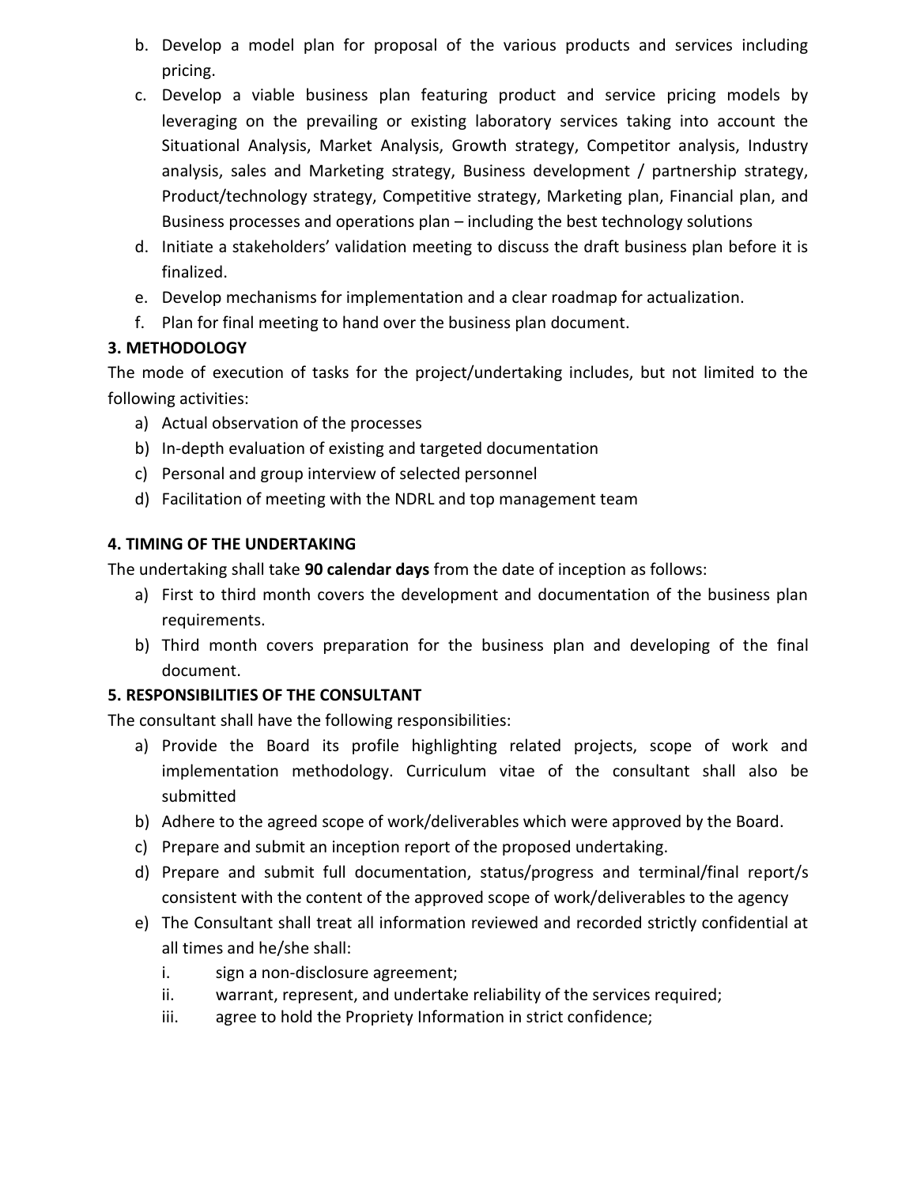b. Develop a model plan for proposal of the various products and services including pricing.
c. Develop a viable business plan featuring product and service pricing models by leveraging on the prevailing or existing laboratory services taking into account the Situational Analysis, Market Analysis, Growth strategy, Competitor analysis, Industry analysis, sales and Marketing strategy, Business development / partnership strategy, Product/technology strategy, Competitive strategy, Marketing plan, Financial plan, and Business processes and operations plan – including the best technology solutions
d. Initiate a stakeholders' validation meeting to discuss the draft business plan before it is finalized.
e. Develop mechanisms for implementation and a clear roadmap for actualization.
f. Plan for final meeting to hand over the business plan document.

**3. METHODOLOGY**

The mode of execution of tasks for the project/undertaking includes, but not limited to the following activities:

a) Actual observation of the processes
b) In-depth evaluation of existing and targeted documentation
c) Personal and group interview of selected personnel
d) Facilitation of meeting with the NDRL and top management team

**4. TIMING OF THE UNDERTAKING**

The undertaking shall take **90 calendar days** from the date of inception as follows:

a) First to third month covers the development and documentation of the business plan requirements.
b) Third month covers preparation for the business plan and developing of the final document.

**5. RESPONSIBILITIES OF THE CONSULTANT**

The consultant shall have the following responsibilities:

a) Provide the Board its profile highlighting related projects, scope of work and implementation methodology. Curriculum vitae of the consultant shall also be submitted
b) Adhere to the agreed scope of work/deliverables which were approved by the Board.
c) Prepare and submit an inception report of the proposed undertaking.
d) Prepare and submit full documentation, status/progress and terminal/final report/s consistent with the content of the approved scope of work/deliverables to the agency
e) The Consultant shall treat all information reviewed and recorded strictly confidential at all times and he/she shall:
   i. sign a non-disclosure agreement;
   ii. warrant, represent, and undertake reliability of the services required;
   iii. agree to hold the Propriety Information in strict confidence;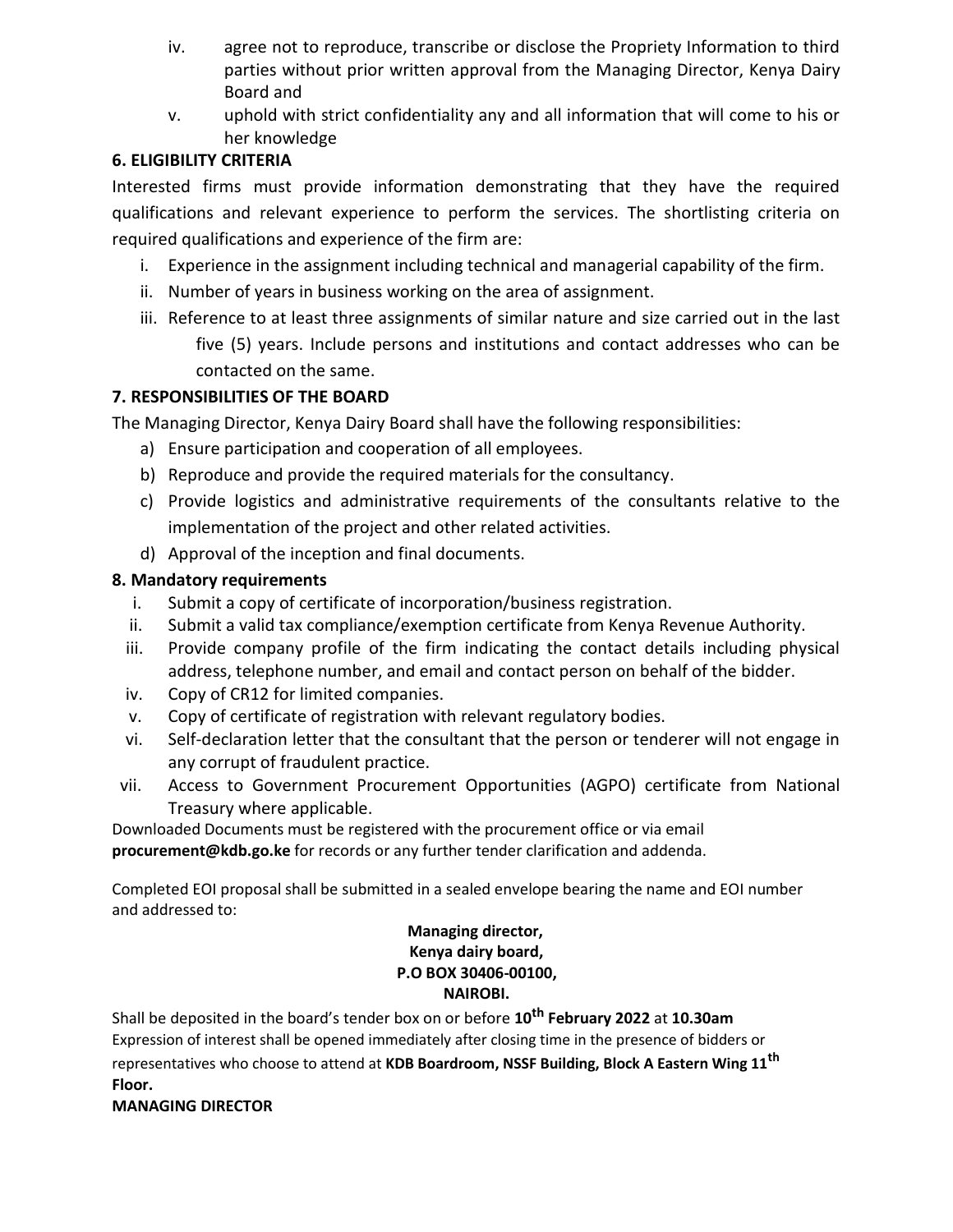iv. agree not to reproduce, transcribe or disclose the Propriety Information to third parties without prior written approval from the Managing Director, Kenya Dairy Board and

v. uphold with strict confidentiality any and all information that will come to his or her knowledge

## 6. ELIGIBILITY CRITERIA

Interested firms must provide information demonstrating that they have the required qualifications and relevant experience to perform the services. The shortlisting criteria on required qualifications and experience of the firm are:

i. Experience in the assignment including technical and managerial capability of the firm.
ii. Number of years in business working on the area of assignment.
iii. Reference to at least three assignments of similar nature and size carried out in the last five (5) years. Include persons and institutions and contact addresses who can be contacted on the same.

## 7. RESPONSIBILITIES OF THE BOARD

The Managing Director, Kenya Dairy Board shall have the following responsibilities:

a) Ensure participation and cooperation of all employees.
b) Reproduce and provide the required materials for the consultancy.
c) Provide logistics and administrative requirements of the consultants relative to the implementation of the project and other related activities.
d) Approval of the inception and final documents.

## 8. Mandatory requirements

i. Submit a copy of certificate of incorporation/business registration.
ii. Submit a valid tax compliance/exemption certificate from Kenya Revenue Authority.
iii. Provide company profile of the firm indicating the contact details including physical address, telephone number, and email and contact person on behalf of the bidder.
iv. Copy of CR12 for limited companies.
v. Copy of certificate of registration with relevant regulatory bodies.
vi. Self-declaration letter that the consultant that the person or tenderer will not engage in any corrupt of fraudulent practice.
vii. Access to Government Procurement Opportunities (AGPO) certificate from National Treasury where applicable.

Downloaded Documents must be registered with the procurement office or via email **procurement@kdb.go.ke** for records or any further tender clarification and addenda.

Completed EOI proposal shall be submitted in a sealed envelope bearing the name and EOI number and addressed to:

**Managing director,**
**Kenya dairy board,**
**P.O BOX 30406-00100,**
**NAIROBI.**

Shall be deposited in the board's tender box on or before **10th February 2022** at **10.30am**
Expression of interest shall be opened immediately after closing time in the presence of bidders or representatives who choose to attend at **KDB Boardroom, NSSF Building, Block A Eastern Wing 11th Floor.**

**MANAGING DIRECTOR**